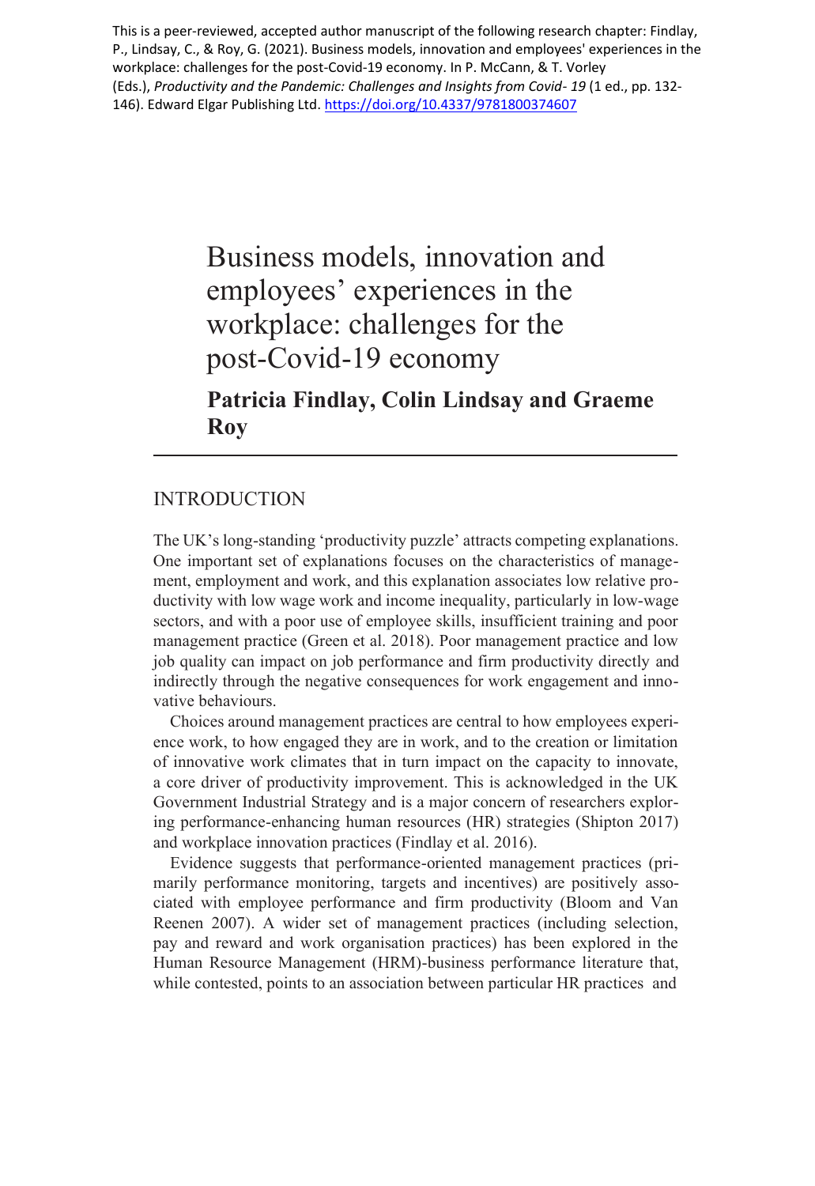This is a peer-reviewed, accepted author manuscript of the following research chapter: Findlay, P., Lindsay, C., & Roy, G. (2021). Business models, innovation and employees' experiences in the workplace: challenges for the post-Covid-19 economy. In P. McCann, & T. Vorley (Eds.), *Productivity and the Pandemic: Challenges and Insights from Covid- 19* (1 ed., pp. 132-146). Edward Elgar Publishing Ltd. https://doi.org/10.4337/9781800374607

# Business models, innovation and employees' experiences in the workplace: challenges for the post-Covid-19 economy

**Patricia Findlay, Colin Lindsay and Graeme Roy**

## INTRODUCTION

The UK's long-standing 'productivity puzzle' attracts competing explanations. One important set of explanations focuses on the characteristics of management, employment and work, and this explanation associates low relative productivity with low wage work and income inequality, particularly in low-wage sectors, and with a poor use of employee skills, insufficient training and poor management practice (Green et al. 2018). Poor management practice and low job quality can impact on job performance and firm productivity directly and indirectly through the negative consequences for work engagement and innovative behaviours.

Choices around management practices are central to how employees experience work, to how engaged they are in work, and to the creation or limitation of innovative work climates that in turn impact on the capacity to innovate, a core driver of productivity improvement. This is acknowledged in the UK Government Industrial Strategy and is a major concern of researchers exploring performance-enhancing human resources (HR) strategies (Shipton 2017) and workplace innovation practices (Findlay et al. 2016).

Evidence suggests that performance-oriented management practices (primarily performance monitoring, targets and incentives) are positively associated with employee performance and firm productivity (Bloom and Van Reenen 2007). A wider set of management practices (including selection, pay and reward and work organisation practices) has been explored in the Human Resource Management (HRM)-business performance literature that, while contested, points to an association between particular HR practices and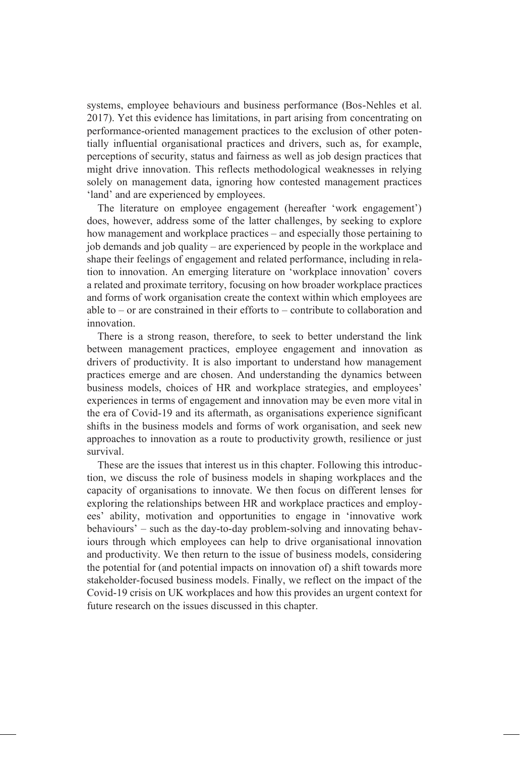systems, employee behaviours and business performance (Bos-Nehles et al. 2017). Yet this evidence has limitations, in part arising from concentrating on performance-oriented management practices to the exclusion of other potentially influential organisational practices and drivers, such as, for example, perceptions of security, status and fairness as well as job design practices that might drive innovation. This reflects methodological weaknesses in relying solely on management data, ignoring how contested management practices 'land' and are experienced by employees.

The literature on employee engagement (hereafter 'work engagement') does, however, address some of the latter challenges, by seeking to explore how management and workplace practices – and especially those pertaining to job demands and job quality – are experienced by people in the workplace and shape their feelings of engagement and related performance, including in relation to innovation. An emerging literature on 'workplace innovation' covers a related and proximate territory, focusing on how broader workplace practices and forms of work organisation create the context within which employees are able to – or are constrained in their efforts to – contribute to collaboration and innovation.

There is a strong reason, therefore, to seek to better understand the link between management practices, employee engagement and innovation as drivers of productivity. It is also important to understand how management practices emerge and are chosen. And understanding the dynamics between business models, choices of HR and workplace strategies, and employees' experiences in terms of engagement and innovation may be even more vital in the era of Covid-19 and its aftermath, as organisations experience significant shifts in the business models and forms of work organisation, and seek new approaches to innovation as a route to productivity growth, resilience or just survival.

These are the issues that interest us in this chapter. Following this introduction, we discuss the role of business models in shaping workplaces and the capacity of organisations to innovate. We then focus on different lenses for exploring the relationships between HR and workplace practices and employees' ability, motivation and opportunities to engage in 'innovative work behaviours' – such as the day-to-day problem-solving and innovating behaviours through which employees can help to drive organisational innovation and productivity. We then return to the issue of business models, considering the potential for (and potential impacts on innovation of) a shift towards more stakeholder-focused business models. Finally, we reflect on the impact of the Covid-19 crisis on UK workplaces and how this provides an urgent context for future research on the issues discussed in this chapter.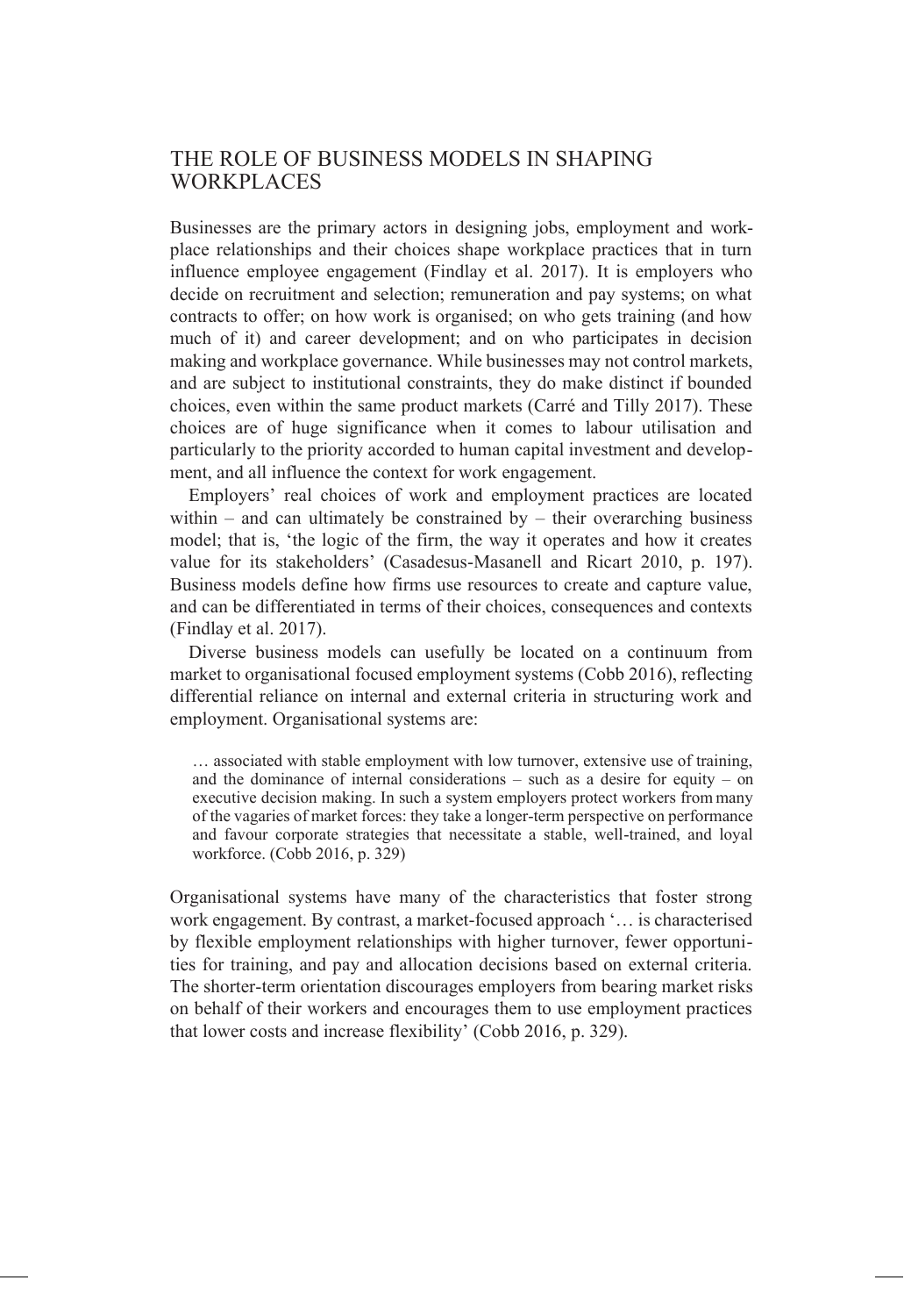## THE ROLE OF BUSINESS MODELS IN SHAPING WORKPLACES

Businesses are the primary actors in designing jobs, employment and workplace relationships and their choices shape workplace practices that in turn influence employee engagement (Findlay et al. 2017). It is employers who decide on recruitment and selection; remuneration and pay systems; on what contracts to offer; on how work is organised; on who gets training (and how much of it) and career development; and on who participates in decision making and workplace governance. While businesses may not control markets, and are subject to institutional constraints, they do make distinct if bounded choices, even within the same product markets (Carré and Tilly 2017). These choices are of huge significance when it comes to labour utilisation and particularly to the priority accorded to human capital investment and development, and all influence the context for work engagement.

Employers' real choices of work and employment practices are located within – and can ultimately be constrained by – their overarching business model; that is, 'the logic of the firm, the way it operates and how it creates value for its stakeholders' (Casadesus-Masanell and Ricart 2010, p. 197). Business models define how firms use resources to create and capture value, and can be differentiated in terms of their choices, consequences and contexts (Findlay et al. 2017).

Diverse business models can usefully be located on a continuum from market to organisational focused employment systems (Cobb 2016), reflecting differential reliance on internal and external criteria in structuring work and employment. Organisational systems are:

> … associated with stable employment with low turnover, extensive use of training, and the dominance of internal considerations – such as a desire for equity – on executive decision making. In such a system employers protect workers from many of the vagaries of market forces: they take a longer-term perspective on performance and favour corporate strategies that necessitate a stable, well-trained, and loyal workforce. (Cobb 2016, p. 329)

Organisational systems have many of the characteristics that foster strong work engagement. By contrast, a market-focused approach '… is characterised by flexible employment relationships with higher turnover, fewer opportunities for training, and pay and allocation decisions based on external criteria. The shorter-term orientation discourages employers from bearing market risks on behalf of their workers and encourages them to use employment practices that lower costs and increase flexibility' (Cobb 2016, p. 329).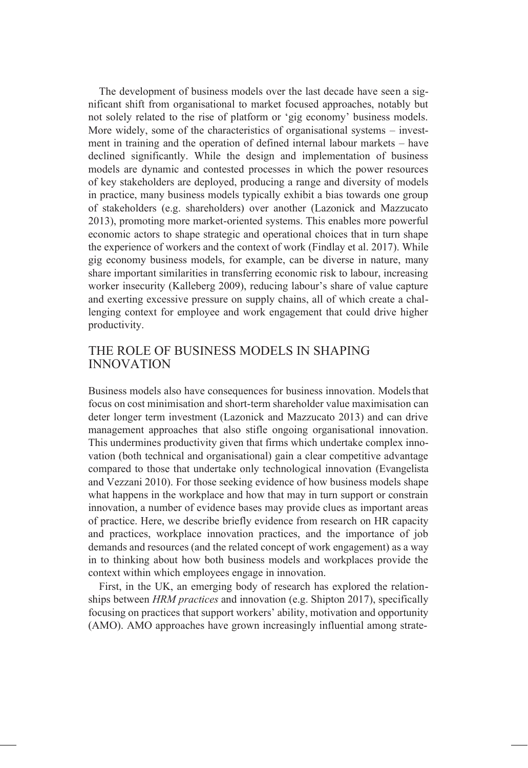The development of business models over the last decade have seen a significant shift from organisational to market focused approaches, notably but not solely related to the rise of platform or 'gig economy' business models. More widely, some of the characteristics of organisational systems – investment in training and the operation of defined internal labour markets – have declined significantly. While the design and implementation of business models are dynamic and contested processes in which the power resources of key stakeholders are deployed, producing a range and diversity of models in practice, many business models typically exhibit a bias towards one group of stakeholders (e.g. shareholders) over another (Lazonick and Mazzucato 2013), promoting more market-oriented systems. This enables more powerful economic actors to shape strategic and operational choices that in turn shape the experience of workers and the context of work (Findlay et al. 2017). While gig economy business models, for example, can be diverse in nature, many share important similarities in transferring economic risk to labour, increasing worker insecurity (Kalleberg 2009), reducing labour's share of value capture and exerting excessive pressure on supply chains, all of which create a challenging context for employee and work engagement that could drive higher productivity.

## THE ROLE OF BUSINESS MODELS IN SHAPING INNOVATION

Business models also have consequences for business innovation. Models that focus on cost minimisation and short-term shareholder value maximisation can deter longer term investment (Lazonick and Mazzucato 2013) and can drive management approaches that also stifle ongoing organisational innovation. This undermines productivity given that firms which undertake complex innovation (both technical and organisational) gain a clear competitive advantage compared to those that undertake only technological innovation (Evangelista and Vezzani 2010). For those seeking evidence of how business models shape what happens in the workplace and how that may in turn support or constrain innovation, a number of evidence bases may provide clues as important areas of practice. Here, we describe briefly evidence from research on HR capacity and practices, workplace innovation practices, and the importance of job demands and resources (and the related concept of work engagement) as a way in to thinking about how both business models and workplaces provide the context within which employees engage in innovation.

First, in the UK, an emerging body of research has explored the relationships between *HRM practices* and innovation (e.g. Shipton 2017), specifically focusing on practices that support workers' ability, motivation and opportunity (AMO). AMO approaches have grown increasingly influential among strate-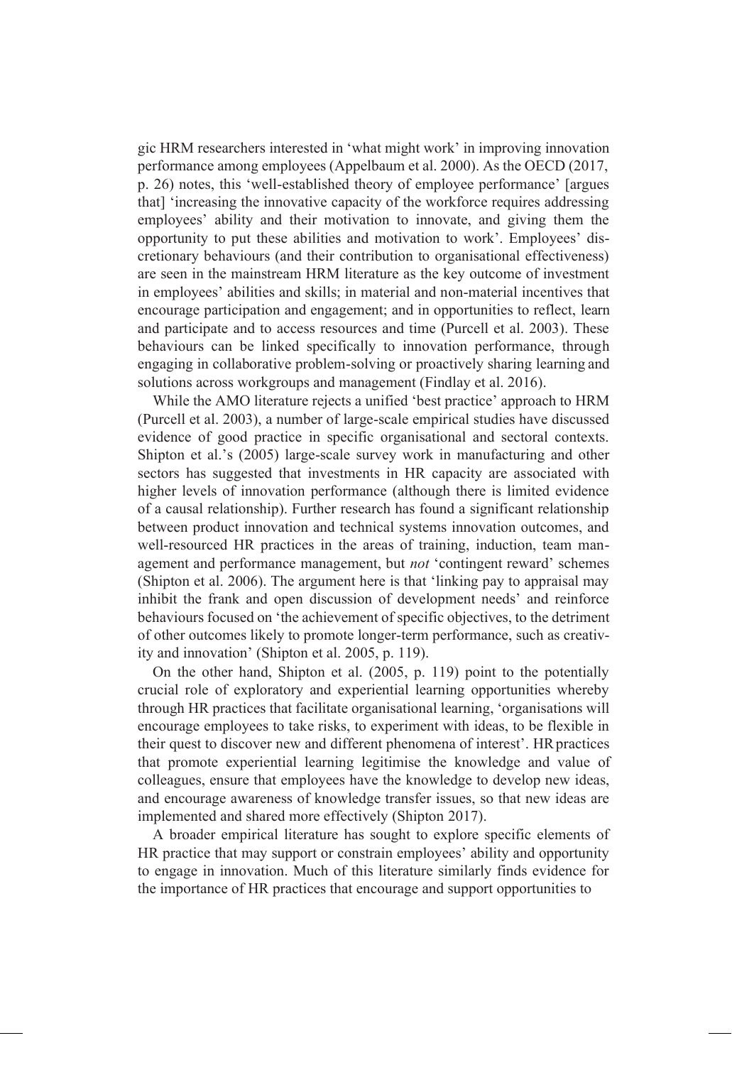gic HRM researchers interested in 'what might work' in improving innovation performance among employees (Appelbaum et al. 2000). As the OECD (2017, p. 26) notes, this 'well-established theory of employee performance' [argues that] 'increasing the innovative capacity of the workforce requires addressing employees' ability and their motivation to innovate, and giving them the opportunity to put these abilities and motivation to work'. Employees' discretionary behaviours (and their contribution to organisational effectiveness) are seen in the mainstream HRM literature as the key outcome of investment in employees' abilities and skills; in material and non-material incentives that encourage participation and engagement; and in opportunities to reflect, learn and participate and to access resources and time (Purcell et al. 2003). These behaviours can be linked specifically to innovation performance, through engaging in collaborative problem-solving or proactively sharing learning and solutions across workgroups and management (Findlay et al. 2016).

While the AMO literature rejects a unified 'best practice' approach to HRM (Purcell et al. 2003), a number of large-scale empirical studies have discussed evidence of good practice in specific organisational and sectoral contexts. Shipton et al.'s (2005) large-scale survey work in manufacturing and other sectors has suggested that investments in HR capacity are associated with higher levels of innovation performance (although there is limited evidence of a causal relationship). Further research has found a significant relationship between product innovation and technical systems innovation outcomes, and well-resourced HR practices in the areas of training, induction, team management and performance management, but *not* 'contingent reward' schemes (Shipton et al. 2006). The argument here is that 'linking pay to appraisal may inhibit the frank and open discussion of development needs' and reinforce behaviours focused on 'the achievement of specific objectives, to the detriment of other outcomes likely to promote longer-term performance, such as creativity and innovation' (Shipton et al. 2005, p. 119).

On the other hand, Shipton et al. (2005, p. 119) point to the potentially crucial role of exploratory and experiential learning opportunities whereby through HR practices that facilitate organisational learning, 'organisations will encourage employees to take risks, to experiment with ideas, to be flexible in their quest to discover new and different phenomena of interest'. HR practices that promote experiential learning legitimise the knowledge and value of colleagues, ensure that employees have the knowledge to develop new ideas, and encourage awareness of knowledge transfer issues, so that new ideas are implemented and shared more effectively (Shipton 2017).

A broader empirical literature has sought to explore specific elements of HR practice that may support or constrain employees' ability and opportunity to engage in innovation. Much of this literature similarly finds evidence for the importance of HR practices that encourage and support opportunities to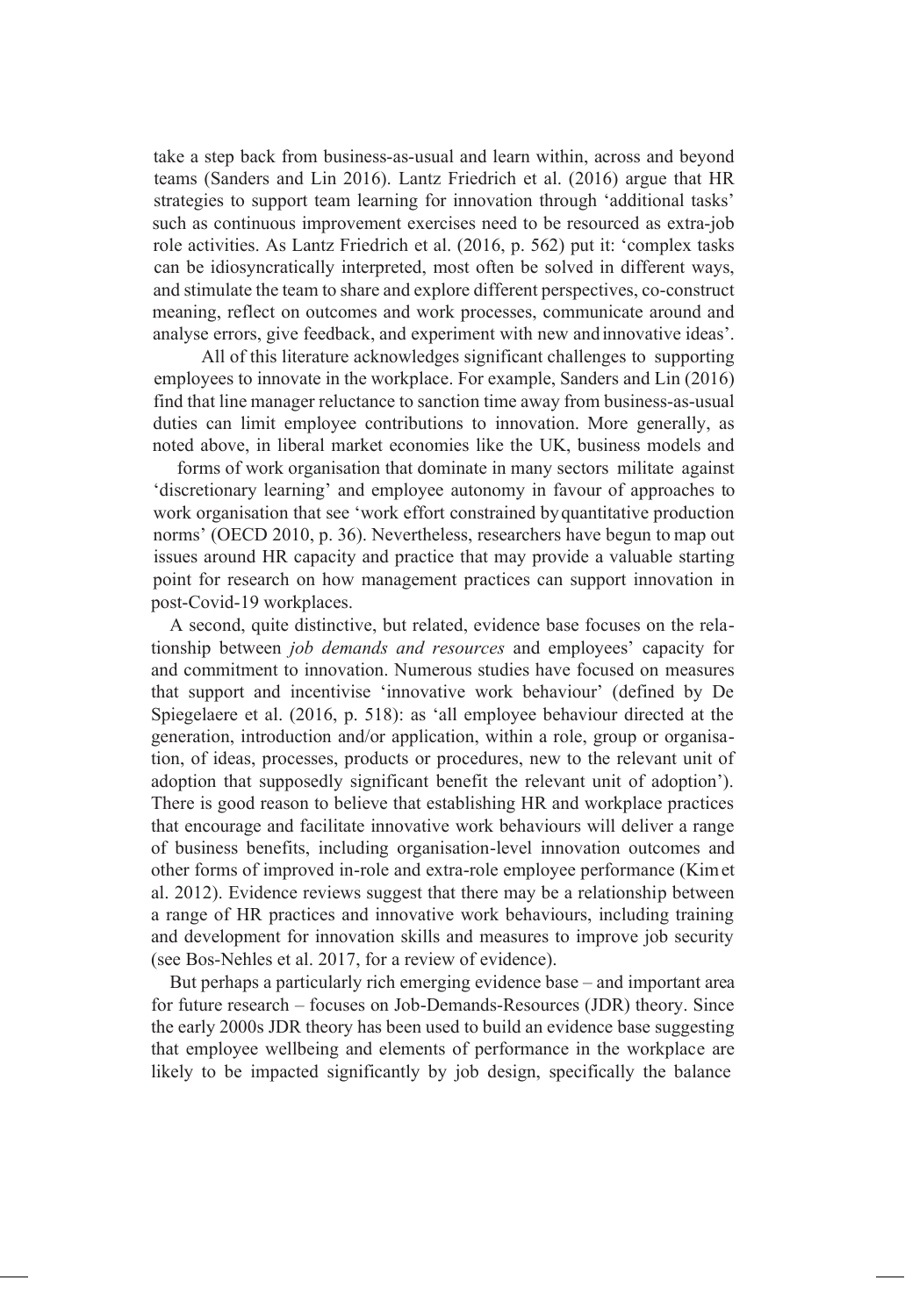take a step back from business-as-usual and learn within, across and beyond teams (Sanders and Lin 2016). Lantz Friedrich et al. (2016) argue that HR strategies to support team learning for innovation through 'additional tasks' such as continuous improvement exercises need to be resourced as extra-job role activities. As Lantz Friedrich et al. (2016, p. 562) put it: 'complex tasks can be idiosyncratically interpreted, most often be solved in different ways, and stimulate the team to share and explore different perspectives, co-construct meaning, reflect on outcomes and work processes, communicate around and analyse errors, give feedback, and experiment with new and innovative ideas'.

All of this literature acknowledges significant challenges to supporting employees to innovate in the workplace. For example, Sanders and Lin (2016) find that line manager reluctance to sanction time away from business-as-usual duties can limit employee contributions to innovation. More generally, as noted above, in liberal market economies like the UK, business models and forms of work organisation that dominate in many sectors militate against 'discretionary learning' and employee autonomy in favour of approaches to work organisation that see 'work effort constrained by quantitative production norms' (OECD 2010, p. 36). Nevertheless, researchers have begun to map out issues around HR capacity and practice that may provide a valuable starting point for research on how management practices can support innovation in post-Covid-19 workplaces.

A second, quite distinctive, but related, evidence base focuses on the relationship between *job demands and resources* and employees' capacity for and commitment to innovation. Numerous studies have focused on measures that support and incentivise 'innovative work behaviour' (defined by De Spiegelaere et al. (2016, p. 518): as 'all employee behaviour directed at the generation, introduction and/or application, within a role, group or organisation, of ideas, processes, products or procedures, new to the relevant unit of adoption that supposedly significant benefit the relevant unit of adoption'). There is good reason to believe that establishing HR and workplace practices that encourage and facilitate innovative work behaviours will deliver a range of business benefits, including organisation-level innovation outcomes and other forms of improved in-role and extra-role employee performance (Kim et al. 2012). Evidence reviews suggest that there may be a relationship between a range of HR practices and innovative work behaviours, including training and development for innovation skills and measures to improve job security (see Bos-Nehles et al. 2017, for a review of evidence).

But perhaps a particularly rich emerging evidence base – and important area for future research – focuses on Job-Demands-Resources (JDR) theory. Since the early 2000s JDR theory has been used to build an evidence base suggesting that employee wellbeing and elements of performance in the workplace are likely to be impacted significantly by job design, specifically the balance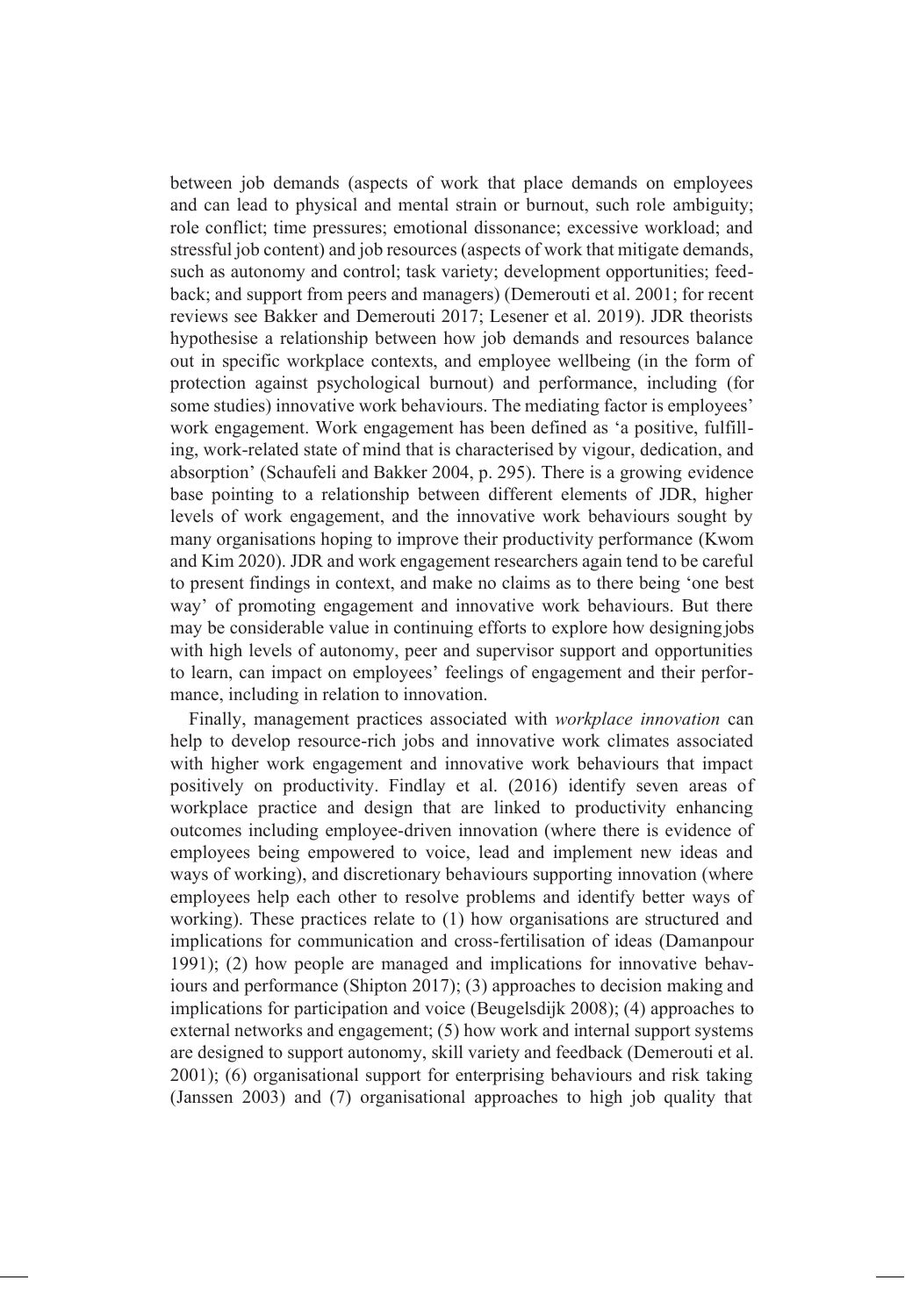between job demands (aspects of work that place demands on employees and can lead to physical and mental strain or burnout, such role ambiguity; role conflict; time pressures; emotional dissonance; excessive workload; and stressful job content) and job resources (aspects of work that mitigate demands, such as autonomy and control; task variety; development opportunities; feedback; and support from peers and managers) (Demerouti et al. 2001; for recent reviews see Bakker and Demerouti 2017; Lesener et al. 2019). JDR theorists hypothesise a relationship between how job demands and resources balance out in specific workplace contexts, and employee wellbeing (in the form of protection against psychological burnout) and performance, including (for some studies) innovative work behaviours. The mediating factor is employees' work engagement. Work engagement has been defined as 'a positive, fulfilling, work-related state of mind that is characterised by vigour, dedication, and absorption' (Schaufeli and Bakker 2004, p. 295). There is a growing evidence base pointing to a relationship between different elements of JDR, higher levels of work engagement, and the innovative work behaviours sought by many organisations hoping to improve their productivity performance (Kwom and Kim 2020). JDR and work engagement researchers again tend to be careful to present findings in context, and make no claims as to there being 'one best way' of promoting engagement and innovative work behaviours. But there may be considerable value in continuing efforts to explore how designing jobs with high levels of autonomy, peer and supervisor support and opportunities to learn, can impact on employees' feelings of engagement and their performance, including in relation to innovation.

Finally, management practices associated with *workplace innovation* can help to develop resource-rich jobs and innovative work climates associated with higher work engagement and innovative work behaviours that impact positively on productivity. Findlay et al. (2016) identify seven areas of workplace practice and design that are linked to productivity enhancing outcomes including employee-driven innovation (where there is evidence of employees being empowered to voice, lead and implement new ideas and ways of working), and discretionary behaviours supporting innovation (where employees help each other to resolve problems and identify better ways of working). These practices relate to (1) how organisations are structured and implications for communication and cross-fertilisation of ideas (Damanpour 1991); (2) how people are managed and implications for innovative behaviours and performance (Shipton 2017); (3) approaches to decision making and implications for participation and voice (Beugelsdijk 2008); (4) approaches to external networks and engagement; (5) how work and internal support systems are designed to support autonomy, skill variety and feedback (Demerouti et al. 2001); (6) organisational support for enterprising behaviours and risk taking (Janssen 2003) and (7) organisational approaches to high job quality that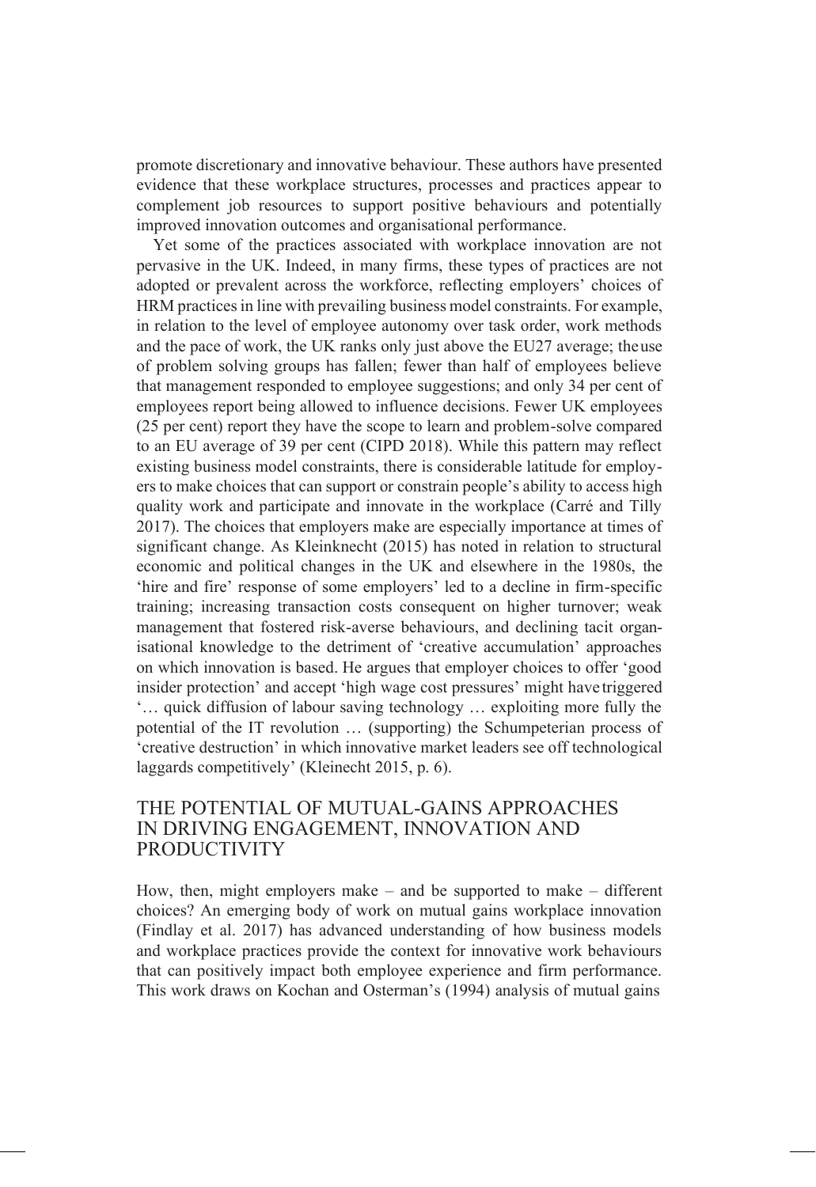promote discretionary and innovative behaviour. These authors have presented evidence that these workplace structures, processes and practices appear to complement job resources to support positive behaviours and potentially improved innovation outcomes and organisational performance.

Yet some of the practices associated with workplace innovation are not pervasive in the UK. Indeed, in many firms, these types of practices are not adopted or prevalent across the workforce, reflecting employers' choices of HRM practices in line with prevailing business model constraints. For example, in relation to the level of employee autonomy over task order, work methods and the pace of work, the UK ranks only just above the EU27 average; the use of problem solving groups has fallen; fewer than half of employees believe that management responded to employee suggestions; and only 34 per cent of employees report being allowed to influence decisions. Fewer UK employees (25 per cent) report they have the scope to learn and problem-solve compared to an EU average of 39 per cent (CIPD 2018). While this pattern may reflect existing business model constraints, there is considerable latitude for employers to make choices that can support or constrain people's ability to access high quality work and participate and innovate in the workplace (Carré and Tilly 2017). The choices that employers make are especially importance at times of significant change. As Kleinknecht (2015) has noted in relation to structural economic and political changes in the UK and elsewhere in the 1980s, the 'hire and fire' response of some employers' led to a decline in firm-specific training; increasing transaction costs consequent on higher turnover; weak management that fostered risk-averse behaviours, and declining tacit organisational knowledge to the detriment of 'creative accumulation' approaches on which innovation is based. He argues that employer choices to offer 'good insider protection' and accept 'high wage cost pressures' might have triggered '… quick diffusion of labour saving technology … exploiting more fully the potential of the IT revolution … (supporting) the Schumpeterian process of 'creative destruction' in which innovative market leaders see off technological laggards competitively' (Kleinecht 2015, p. 6).

## THE POTENTIAL OF MUTUAL-GAINS APPROACHES IN DRIVING ENGAGEMENT, INNOVATION AND PRODUCTIVITY

How, then, might employers make – and be supported to make – different choices? An emerging body of work on mutual gains workplace innovation (Findlay et al. 2017) has advanced understanding of how business models and workplace practices provide the context for innovative work behaviours that can positively impact both employee experience and firm performance. This work draws on Kochan and Osterman's (1994) analysis of mutual gains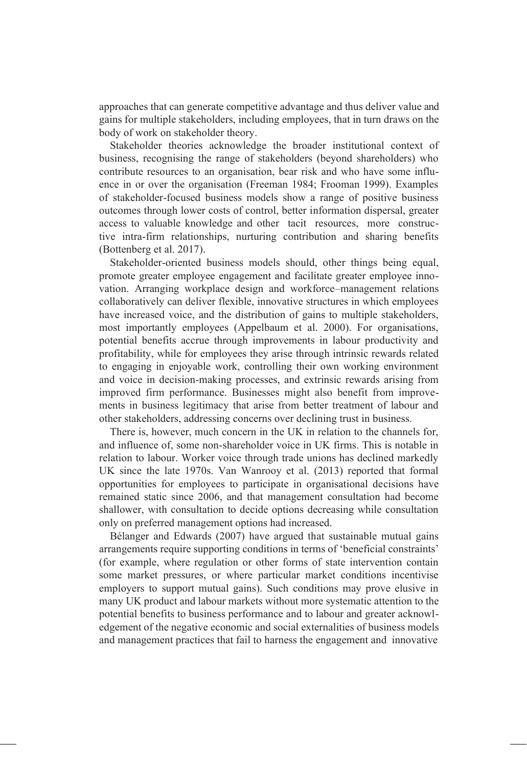approaches that can generate competitive advantage and thus deliver value and gains for multiple stakeholders, including employees, that in turn draws on the body of work on stakeholder theory.

Stakeholder theories acknowledge the broader institutional context of business, recognising the range of stakeholders (beyond shareholders) who contribute resources to an organisation, bear risk and who have some influence in or over the organisation (Freeman 1984; Frooman 1999). Examples of stakeholder-focused business models show a range of positive business outcomes through lower costs of control, better information dispersal, greater access to valuable knowledge and other tacit resources, more constructive intra-firm relationships, nurturing contribution and sharing benefits (Bottenberg et al. 2017).

Stakeholder-oriented business models should, other things being equal, promote greater employee engagement and facilitate greater employee innovation. Arranging workplace design and workforce–management relations collaboratively can deliver flexible, innovative structures in which employees have increased voice, and the distribution of gains to multiple stakeholders, most importantly employees (Appelbaum et al. 2000). For organisations, potential benefits accrue through improvements in labour productivity and profitability, while for employees they arise through intrinsic rewards related to engaging in enjoyable work, controlling their own working environment and voice in decision-making processes, and extrinsic rewards arising from improved firm performance. Businesses might also benefit from improvements in business legitimacy that arise from better treatment of labour and other stakeholders, addressing concerns over declining trust in business.

There is, however, much concern in the UK in relation to the channels for, and influence of, some non-shareholder voice in UK firms. This is notable in relation to labour. Worker voice through trade unions has declined markedly UK since the late 1970s. Van Wanrooy et al. (2013) reported that formal opportunities for employees to participate in organisational decisions have remained static since 2006, and that management consultation had become shallower, with consultation to decide options decreasing while consultation only on preferred management options had increased.

Bélanger and Edwards (2007) have argued that sustainable mutual gains arrangements require supporting conditions in terms of 'beneficial constraints' (for example, where regulation or other forms of state intervention contain some market pressures, or where particular market conditions incentivise employers to support mutual gains). Such conditions may prove elusive in many UK product and labour markets without more systematic attention to the potential benefits to business performance and to labour and greater acknowledgement of the negative economic and social externalities of business models and management practices that fail to harness the engagement and innovative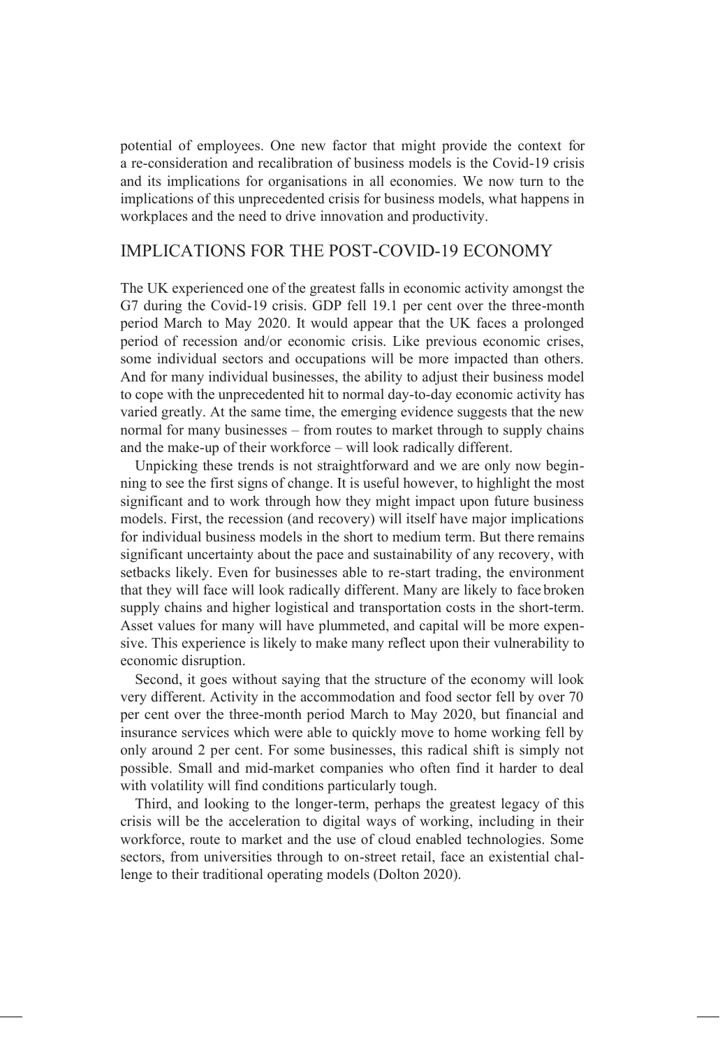potential of employees. One new factor that might provide the context for a re-consideration and recalibration of business models is the Covid-19 crisis and its implications for organisations in all economies. We now turn to the implications of this unprecedented crisis for business models, what happens in workplaces and the need to drive innovation and productivity.

## IMPLICATIONS FOR THE POST-COVID-19 ECONOMY

The UK experienced one of the greatest falls in economic activity amongst the G7 during the Covid-19 crisis. GDP fell 19.1 per cent over the three-month period March to May 2020. It would appear that the UK faces a prolonged period of recession and/or economic crisis. Like previous economic crises, some individual sectors and occupations will be more impacted than others. And for many individual businesses, the ability to adjust their business model to cope with the unprecedented hit to normal day-to-day economic activity has varied greatly. At the same time, the emerging evidence suggests that the new normal for many businesses – from routes to market through to supply chains and the make-up of their workforce – will look radically different.

Unpicking these trends is not straightforward and we are only now beginning to see the first signs of change. It is useful however, to highlight the most significant and to work through how they might impact upon future business models. First, the recession (and recovery) will itself have major implications for individual business models in the short to medium term. But there remains significant uncertainty about the pace and sustainability of any recovery, with setbacks likely. Even for businesses able to re-start trading, the environment that they will face will look radically different. Many are likely to face broken supply chains and higher logistical and transportation costs in the short-term. Asset values for many will have plummeted, and capital will be more expensive. This experience is likely to make many reflect upon their vulnerability to economic disruption.

Second, it goes without saying that the structure of the economy will look very different. Activity in the accommodation and food sector fell by over 70 per cent over the three-month period March to May 2020, but financial and insurance services which were able to quickly move to home working fell by only around 2 per cent. For some businesses, this radical shift is simply not possible. Small and mid-market companies who often find it harder to deal with volatility will find conditions particularly tough.

Third, and looking to the longer-term, perhaps the greatest legacy of this crisis will be the acceleration to digital ways of working, including in their workforce, route to market and the use of cloud enabled technologies. Some sectors, from universities through to on-street retail, face an existential challenge to their traditional operating models (Dolton 2020).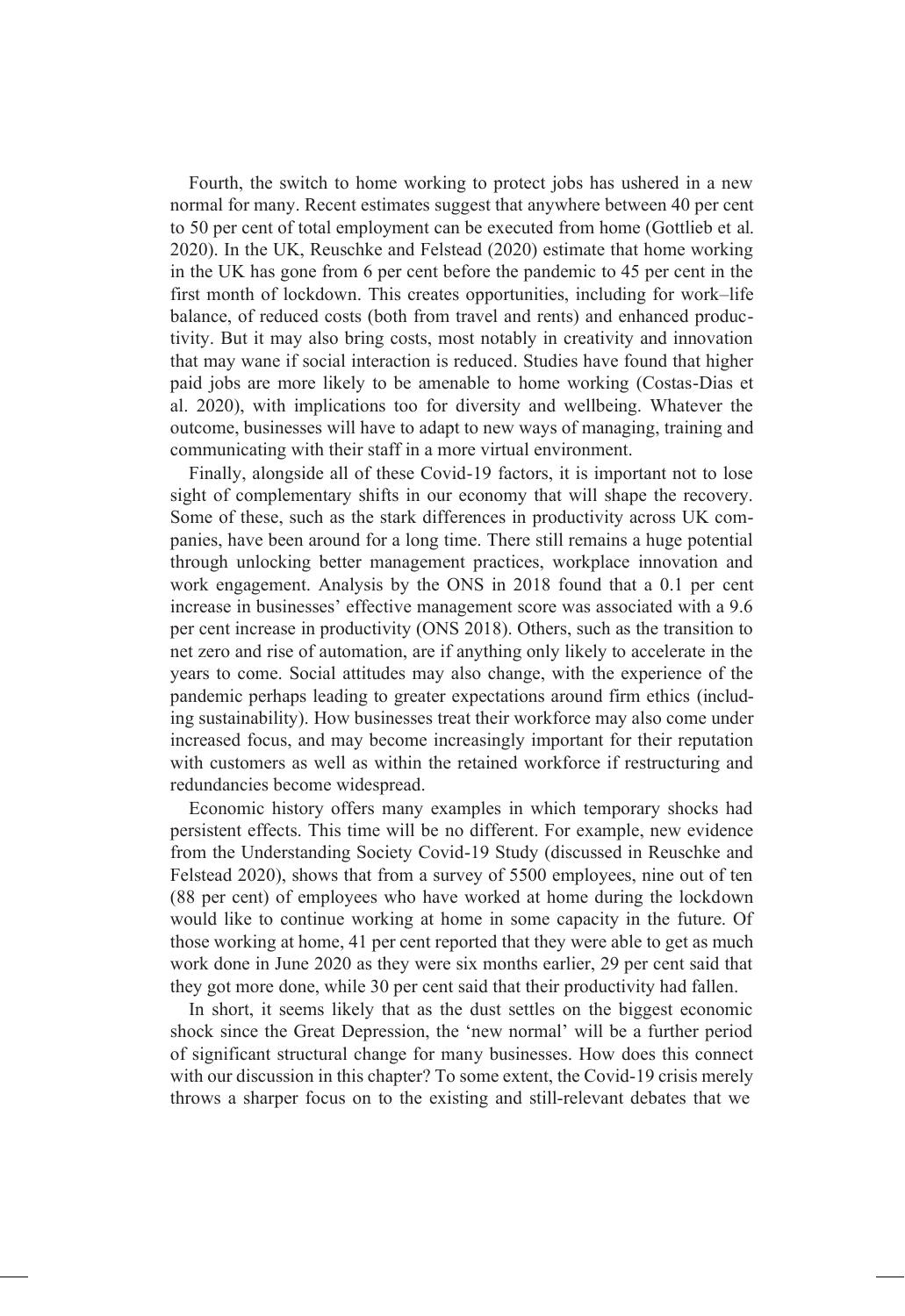Fourth, the switch to home working to protect jobs has ushered in a new normal for many. Recent estimates suggest that anywhere between 40 per cent to 50 per cent of total employment can be executed from home (Gottlieb et al. 2020). In the UK, Reuschke and Felstead (2020) estimate that home working in the UK has gone from 6 per cent before the pandemic to 45 per cent in the first month of lockdown. This creates opportunities, including for work–life balance, of reduced costs (both from travel and rents) and enhanced productivity. But it may also bring costs, most notably in creativity and innovation that may wane if social interaction is reduced. Studies have found that higher paid jobs are more likely to be amenable to home working (Costas-Dias et al. 2020), with implications too for diversity and wellbeing. Whatever the outcome, businesses will have to adapt to new ways of managing, training and communicating with their staff in a more virtual environment.

Finally, alongside all of these Covid-19 factors, it is important not to lose sight of complementary shifts in our economy that will shape the recovery. Some of these, such as the stark differences in productivity across UK companies, have been around for a long time. There still remains a huge potential through unlocking better management practices, workplace innovation and work engagement. Analysis by the ONS in 2018 found that a 0.1 per cent increase in businesses' effective management score was associated with a 9.6 per cent increase in productivity (ONS 2018). Others, such as the transition to net zero and rise of automation, are if anything only likely to accelerate in the years to come. Social attitudes may also change, with the experience of the pandemic perhaps leading to greater expectations around firm ethics (including sustainability). How businesses treat their workforce may also come under increased focus, and may become increasingly important for their reputation with customers as well as within the retained workforce if restructuring and redundancies become widespread.

Economic history offers many examples in which temporary shocks had persistent effects. This time will be no different. For example, new evidence from the Understanding Society Covid-19 Study (discussed in Reuschke and Felstead 2020), shows that from a survey of 5500 employees, nine out of ten (88 per cent) of employees who have worked at home during the lockdown would like to continue working at home in some capacity in the future. Of those working at home, 41 per cent reported that they were able to get as much work done in June 2020 as they were six months earlier, 29 per cent said that they got more done, while 30 per cent said that their productivity had fallen.

In short, it seems likely that as the dust settles on the biggest economic shock since the Great Depression, the 'new normal' will be a further period of significant structural change for many businesses. How does this connect with our discussion in this chapter? To some extent, the Covid-19 crisis merely throws a sharper focus on to the existing and still-relevant debates that we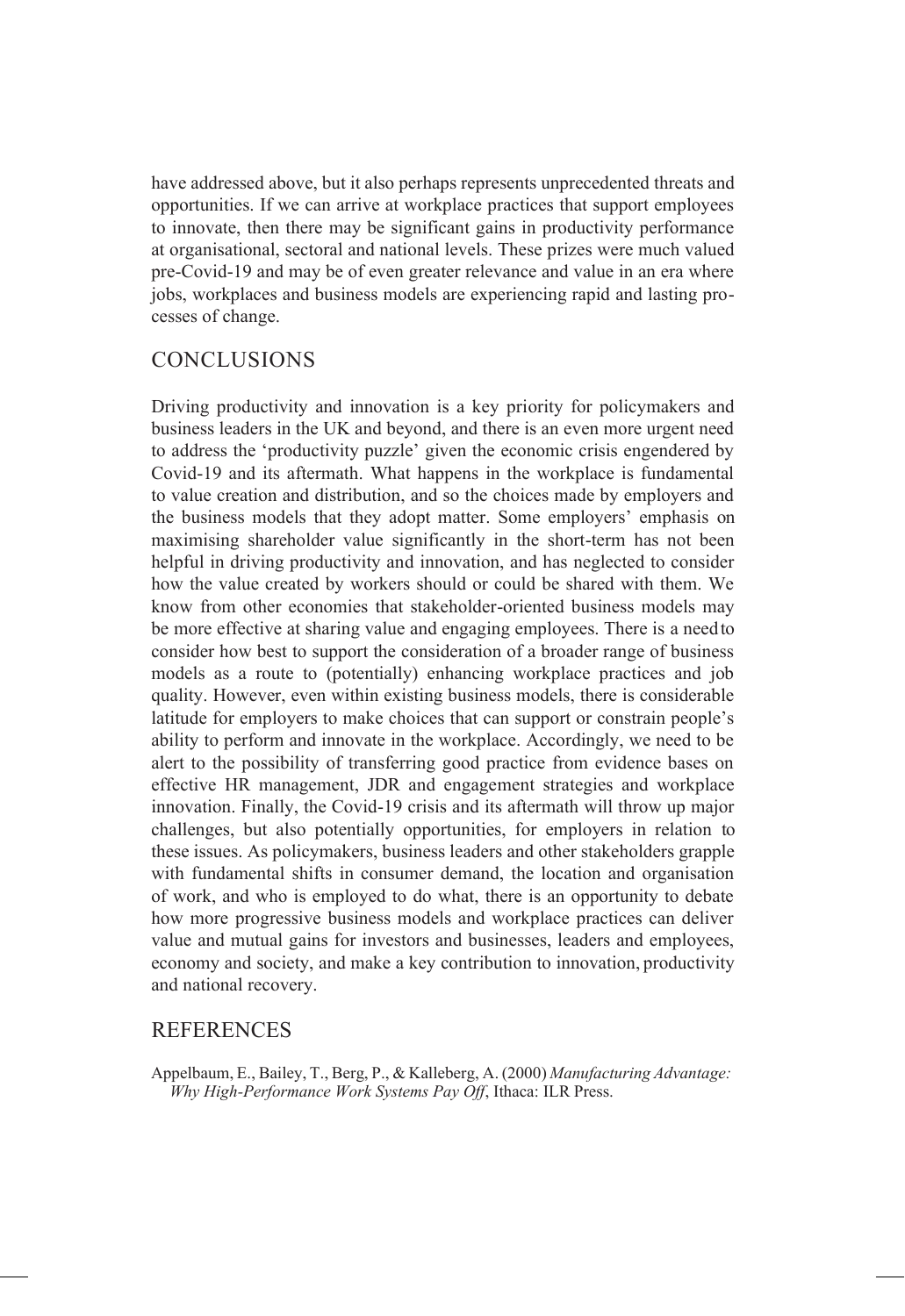have addressed above, but it also perhaps represents unprecedented threats and opportunities. If we can arrive at workplace practices that support employees to innovate, then there may be significant gains in productivity performance at organisational, sectoral and national levels. These prizes were much valued pre-Covid-19 and may be of even greater relevance and value in an era where jobs, workplaces and business models are experiencing rapid and lasting processes of change.

## CONCLUSIONS

Driving productivity and innovation is a key priority for policymakers and business leaders in the UK and beyond, and there is an even more urgent need to address the 'productivity puzzle' given the economic crisis engendered by Covid-19 and its aftermath. What happens in the workplace is fundamental to value creation and distribution, and so the choices made by employers and the business models that they adopt matter. Some employers' emphasis on maximising shareholder value significantly in the short-term has not been helpful in driving productivity and innovation, and has neglected to consider how the value created by workers should or could be shared with them. We know from other economies that stakeholder-oriented business models may be more effective at sharing value and engaging employees. There is a need to consider how best to support the consideration of a broader range of business models as a route to (potentially) enhancing workplace practices and job quality. However, even within existing business models, there is considerable latitude for employers to make choices that can support or constrain people's ability to perform and innovate in the workplace. Accordingly, we need to be alert to the possibility of transferring good practice from evidence bases on effective HR management, JDR and engagement strategies and workplace innovation. Finally, the Covid-19 crisis and its aftermath will throw up major challenges, but also potentially opportunities, for employers in relation to these issues. As policymakers, business leaders and other stakeholders grapple with fundamental shifts in consumer demand, the location and organisation of work, and who is employed to do what, there is an opportunity to debate how more progressive business models and workplace practices can deliver value and mutual gains for investors and businesses, leaders and employees, economy and society, and make a key contribution to innovation, productivity and national recovery.

## REFERENCES

Appelbaum, E., Bailey, T., Berg, P., & Kalleberg, A. (2000) *Manufacturing Advantage: Why High-Performance Work Systems Pay Off*, Ithaca: ILR Press.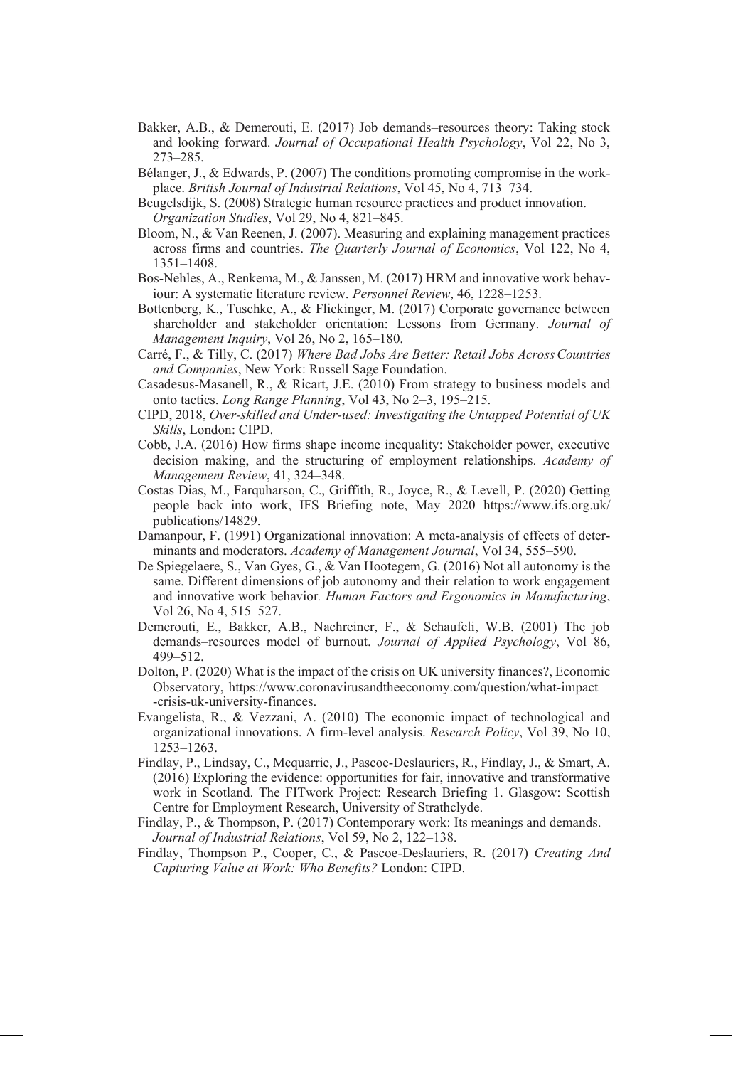Bakker, A.B., & Demerouti, E. (2017) Job demands–resources theory: Taking stock and looking forward. *Journal of Occupational Health Psychology*, Vol 22, No 3, 273–285.

Bélanger, J., & Edwards, P. (2007) The conditions promoting compromise in the workplace. *British Journal of Industrial Relations*, Vol 45, No 4, 713–734.

Beugelsdijk, S. (2008) Strategic human resource practices and product innovation. *Organization Studies*, Vol 29, No 4, 821–845.

Bloom, N., & Van Reenen, J. (2007). Measuring and explaining management practices across firms and countries. *The Quarterly Journal of Economics*, Vol 122, No 4, 1351–1408.

Bos-Nehles, A., Renkema, M., & Janssen, M. (2017) HRM and innovative work behaviour: A systematic literature review. *Personnel Review*, 46, 1228–1253.

Bottenberg, K., Tuschke, A., & Flickinger, M. (2017) Corporate governance between shareholder and stakeholder orientation: Lessons from Germany. *Journal of Management Inquiry*, Vol 26, No 2, 165–180.

Carré, F., & Tilly, C. (2017) *Where Bad Jobs Are Better: Retail Jobs Across Countries and Companies*, New York: Russell Sage Foundation.

Casadesus-Masanell, R., & Ricart, J.E. (2010) From strategy to business models and onto tactics. *Long Range Planning*, Vol 43, No 2–3, 195–215.

CIPD, 2018, *Over-skilled and Under-used: Investigating the Untapped Potential of UK Skills*, London: CIPD.

Cobb, J.A. (2016) How firms shape income inequality: Stakeholder power, executive decision making, and the structuring of employment relationships. *Academy of Management Review*, 41, 324–348.

Costas Dias, M., Farquharson, C., Griffith, R., Joyce, R., & Levell, P. (2020) Getting people back into work, IFS Briefing note, May 2020 https://www.ifs.org.uk/publications/14829.

Damanpour, F. (1991) Organizational innovation: A meta-analysis of effects of determinants and moderators. *Academy of Management Journal*, Vol 34, 555–590.

De Spiegelaere, S., Van Gyes, G., & Van Hootegem, G. (2016) Not all autonomy is the same. Different dimensions of job autonomy and their relation to work engagement and innovative work behavior. *Human Factors and Ergonomics in Manufacturing*, Vol 26, No 4, 515–527.

Demerouti, E., Bakker, A.B., Nachreiner, F., & Schaufeli, W.B. (2001) The job demands–resources model of burnout. *Journal of Applied Psychology*, Vol 86, 499–512.

Dolton, P. (2020) What is the impact of the crisis on UK university finances?, Economic Observatory, https://www.coronavirusandtheeconomy.com/question/what-impact-crisis-uk-university-finances.

Evangelista, R., & Vezzani, A. (2010) The economic impact of technological and organizational innovations. A firm-level analysis. *Research Policy*, Vol 39, No 10, 1253–1263.

Findlay, P., Lindsay, C., Mcquarrie, J., Pascoe-Deslauriers, R., Findlay, J., & Smart, A. (2016) Exploring the evidence: opportunities for fair, innovative and transformative work in Scotland. The FITwork Project: Research Briefing 1. Glasgow: Scottish Centre for Employment Research, University of Strathclyde.

Findlay, P., & Thompson, P. (2017) Contemporary work: Its meanings and demands. *Journal of Industrial Relations*, Vol 59, No 2, 122–138.

Findlay, Thompson P., Cooper, C., & Pascoe-Deslauriers, R. (2017) *Creating And Capturing Value at Work: Who Benefits?* London: CIPD.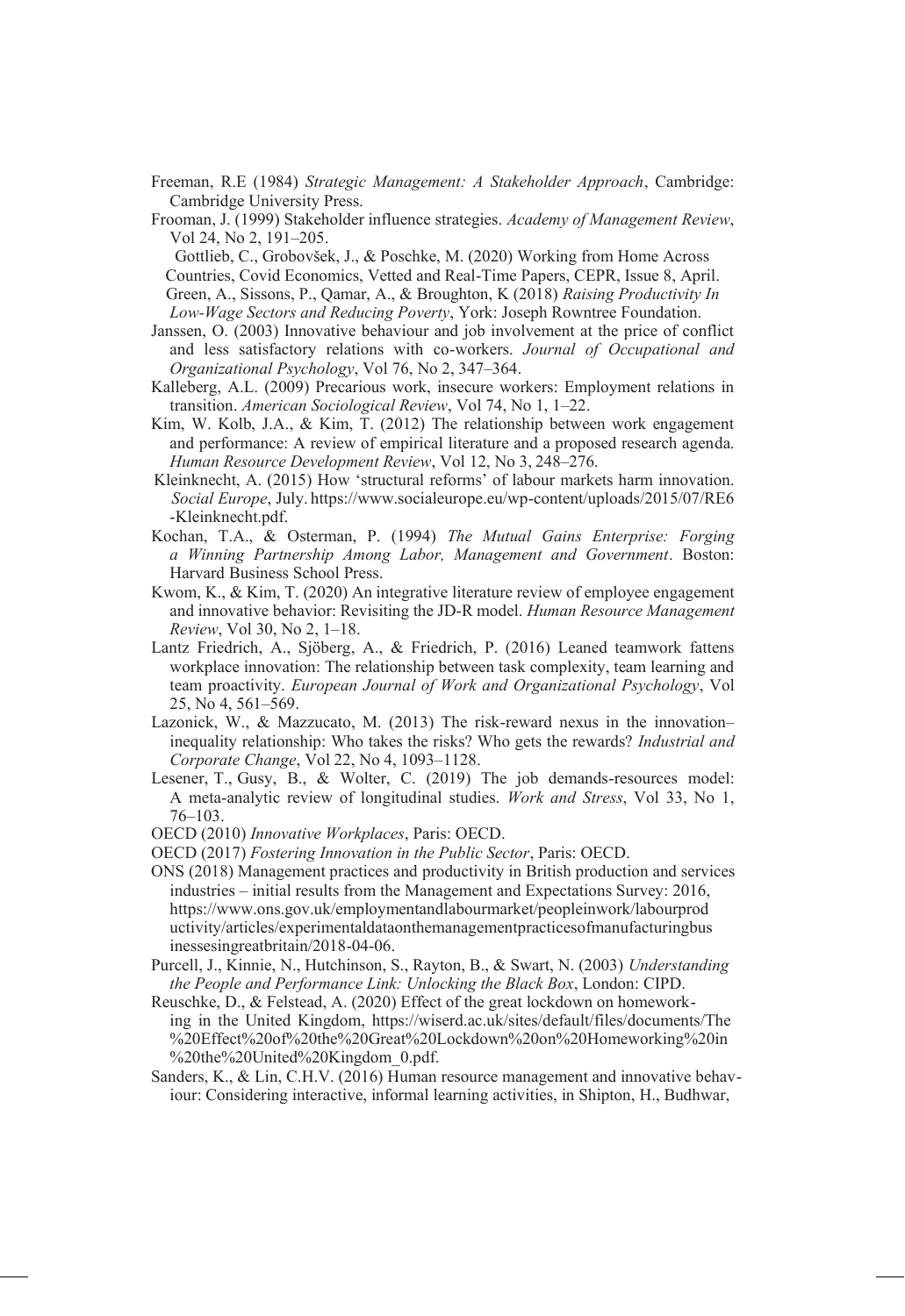Freeman, R.E (1984) *Strategic Management: A Stakeholder Approach*, Cambridge: Cambridge University Press.

Frooman, J. (1999) Stakeholder influence strategies. *Academy of Management Review*, Vol 24, No 2, 191–205.

Gottlieb, C., Grobovšek, J., & Poschke, M. (2020) Working from Home Across Countries, Covid Economics, Vetted and Real-Time Papers, CEPR, Issue 8, April.

Green, A., Sissons, P., Qamar, A., & Broughton, K (2018) *Raising Productivity In Low-Wage Sectors and Reducing Poverty*, York: Joseph Rowntree Foundation.

Janssen, O. (2003) Innovative behaviour and job involvement at the price of conflict and less satisfactory relations with co-workers. *Journal of Occupational and Organizational Psychology*, Vol 76, No 2, 347–364.

Kalleberg, A.L. (2009) Precarious work, insecure workers: Employment relations in transition. *American Sociological Review*, Vol 74, No 1, 1–22.

Kim, W. Kolb, J.A., & Kim, T. (2012) The relationship between work engagement and performance: A review of empirical literature and a proposed research agenda. *Human Resource Development Review*, Vol 12, No 3, 248–276.

Kleinknecht, A. (2015) How 'structural reforms' of labour markets harm innovation. *Social Europe*, July. https://www.socialeurope.eu/wp-content/uploads/2015/07/RE6-Kleinknecht.pdf.

Kochan, T.A., & Osterman, P. (1994) *The Mutual Gains Enterprise: Forging a Winning Partnership Among Labor, Management and Government*. Boston: Harvard Business School Press.

Kwom, K., & Kim, T. (2020) An integrative literature review of employee engagement and innovative behavior: Revisiting the JD-R model. *Human Resource Management Review*, Vol 30, No 2, 1–18.

Lantz Friedrich, A., Sjöberg, A., & Friedrich, P. (2016) Leaned teamwork fattens workplace innovation: The relationship between task complexity, team learning and team proactivity. *European Journal of Work and Organizational Psychology*, Vol 25, No 4, 561–569.

Lazonick, W., & Mazzucato, M. (2013) The risk-reward nexus in the innovation–inequality relationship: Who takes the risks? Who gets the rewards? *Industrial and Corporate Change*, Vol 22, No 4, 1093–1128.

Lesener, T., Gusy, B., & Wolter, C. (2019) The job demands-resources model: A meta-analytic review of longitudinal studies. *Work and Stress*, Vol 33, No 1, 76–103.

OECD (2010) *Innovative Workplaces*, Paris: OECD.

OECD (2017) *Fostering Innovation in the Public Sector*, Paris: OECD.

ONS (2018) Management practices and productivity in British production and services industries – initial results from the Management and Expectations Survey: 2016, https://www.ons.gov.uk/employmentandlabourmarket/peopleinwork/labourproductivity/articles/experimentaldataonthemanagementpracticesofmanufacturingbusinessesingreatbritain/2018-04-06.

Purcell, J., Kinnie, N., Hutchinson, S., Rayton, B., & Swart, N. (2003) *Understanding the People and Performance Link: Unlocking the Black Box*, London: CIPD.

Reuschke, D., & Felstead, A. (2020) Effect of the great lockdown on homeworking in the United Kingdom, https://wiserd.ac.uk/sites/default/files/documents/The%20Effect%20of%20the%20Great%20Lockdown%20on%20Homeworking%20in%20the%20United%20Kingdom_0.pdf.

Sanders, K., & Lin, C.H.V. (2016) Human resource management and innovative behaviour: Considering interactive, informal learning activities, in Shipton, H., Budhwar,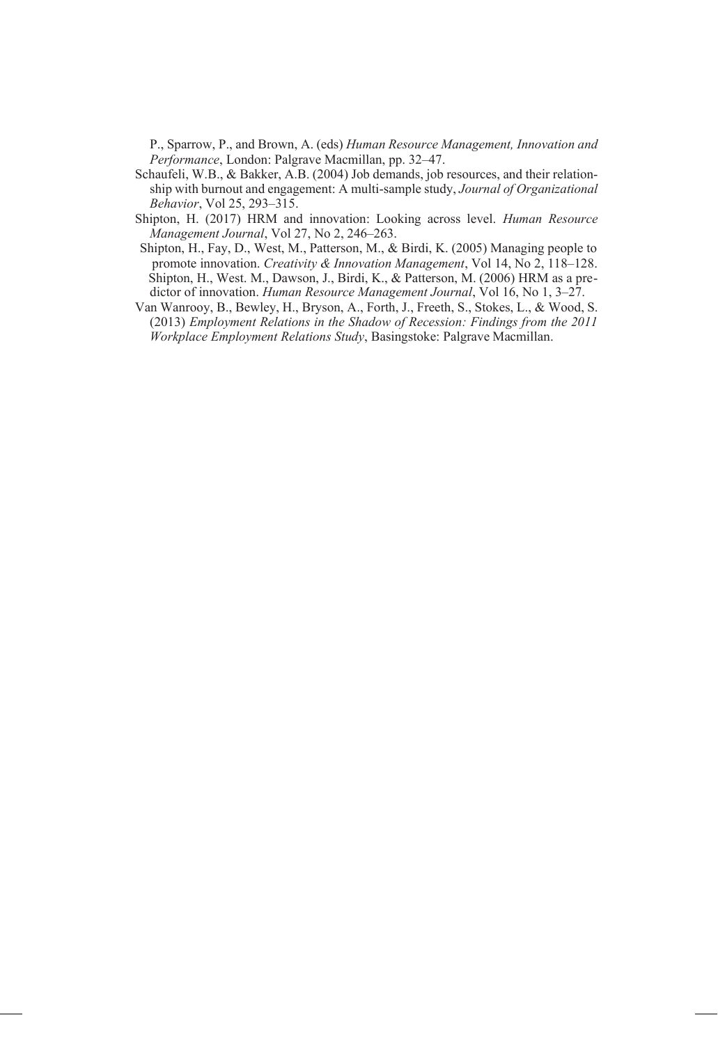P., Sparrow, P., and Brown, A. (eds) *Human Resource Management, Innovation and Performance*, London: Palgrave Macmillan, pp. 32–47.

Schaufeli, W.B., & Bakker, A.B. (2004) Job demands, job resources, and their relationship with burnout and engagement: A multi-sample study, *Journal of Organizational Behavior*, Vol 25, 293–315.

Shipton, H. (2017) HRM and innovation: Looking across level. *Human Resource Management Journal*, Vol 27, No 2, 246–263.

Shipton, H., Fay, D., West, M., Patterson, M., & Birdi, K. (2005) Managing people to promote innovation. *Creativity & Innovation Management*, Vol 14, No 2, 118–128.

Shipton, H., West. M., Dawson, J., Birdi, K., & Patterson, M. (2006) HRM as a predictor of innovation. *Human Resource Management Journal*, Vol 16, No 1, 3–27.

Van Wanrooy, B., Bewley, H., Bryson, A., Forth, J., Freeth, S., Stokes, L., & Wood, S. (2013) *Employment Relations in the Shadow of Recession: Findings from the 2011 Workplace Employment Relations Study*, Basingstoke: Palgrave Macmillan.